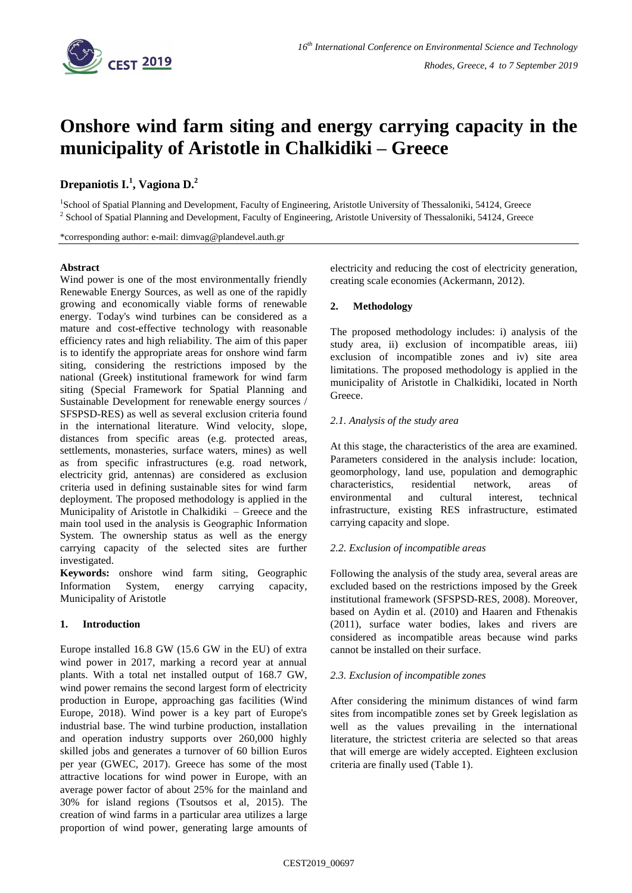# Onshore wind farm siting and energy carrying capacity in the municipality of Aristotle in Chalkidiki – Greece

**Drepaniotis I.[1], Vagiona D.[2]**

[1]School of Spatial Planning and Development, Faculty of Engineering, Aristotle University of Thessaloniki, 54124, Greece
[2] School of Spatial Planning and Development, Faculty of Engineering, Aristotle University of Thessaloniki, 54124, Greece

*corresponding author: e-mail: dimvag@plandevel.auth.gr

**Abstract**

Wind power is one of the most environmentally friendly Renewable Energy Sources, as well as one of the rapidly growing and economically viable forms of renewable energy. Today's wind turbines can be considered as a mature and cost-effective technology with reasonable efficiency rates and high reliability. The aim of this paper is to identify the appropriate areas for onshore wind farm siting, considering the restrictions imposed by the national (Greek) institutional framework for wind farm siting (Special Framework for Spatial Planning and Sustainable Development for renewable energy sources / SFSPSD-RES) as well as several exclusion criteria found in the international literature. Wind velocity, slope, distances from specific areas (e.g. protected areas, settlements, monasteries, surface waters, mines) as well as from specific infrastructures (e.g. road network, electricity grid, antennas) are considered as exclusion criteria used in defining sustainable sites for wind farm deployment. The proposed methodology is applied in the Municipality of Aristotle in Chalkidiki – Greece and the main tool used in the analysis is Geographic Information System. The ownership status as well as the energy carrying capacity of the selected sites are further investigated.

**Keywords:** onshore wind farm siting, Geographic Information System, energy carrying capacity, Municipality of Aristotle

## 1. Introduction

Europe installed 16.8 GW (15.6 GW in the EU) of extra wind power in 2017, marking a record year at annual plants. With a total net installed output of 168.7 GW, wind power remains the second largest form of electricity production in Europe, approaching gas facilities (Wind Europe, 2018). Wind power is a key part of Europe's industrial base. The wind turbine production, installation and operation industry supports over 260,000 highly skilled jobs and generates a turnover of 60 billion Euros per year (GWEC, 2017). Greece has some of the most attractive locations for wind power in Europe, with an average power factor of about 25% for the mainland and 30% for island regions (Tsoutsos et al, 2015). The creation of wind farms in a particular area utilizes a large proportion of wind power, generating large amounts of electricity and reducing the cost of electricity generation, creating scale economies (Ackermann, 2012).

## 2. Methodology

The proposed methodology includes: i) analysis of the study area, ii) exclusion of incompatible areas, iii) exclusion of incompatible zones and iv) site area limitations. The proposed methodology is applied in the municipality of Aristotle in Chalkidiki, located in North Greece.

### *2.1. Analysis of the study area*

At this stage, the characteristics of the area are examined. Parameters considered in the analysis include: location, geomorphology, land use, population and demographic characteristics, residential network, areas of environmental and cultural interest, technical infrastructure, existing RES infrastructure, estimated carrying capacity and slope.

### *2.2. Exclusion of incompatible areas*

Following the analysis of the study area, several areas are excluded based on the restrictions imposed by the Greek institutional framework (SFSPSD-RES, 2008). Moreover, based on Aydin et al. (2010) and Haaren and Fthenakis (2011), surface water bodies, lakes and rivers are considered as incompatible areas because wind parks cannot be installed on their surface.

### *2.3. Exclusion of incompatible zones*

After considering the minimum distances of wind farm sites from incompatible zones set by Greek legislation as well as the values prevailing in the international literature, the strictest criteria are selected so that areas that will emerge are widely accepted. Eighteen exclusion criteria are finally used (Table 1).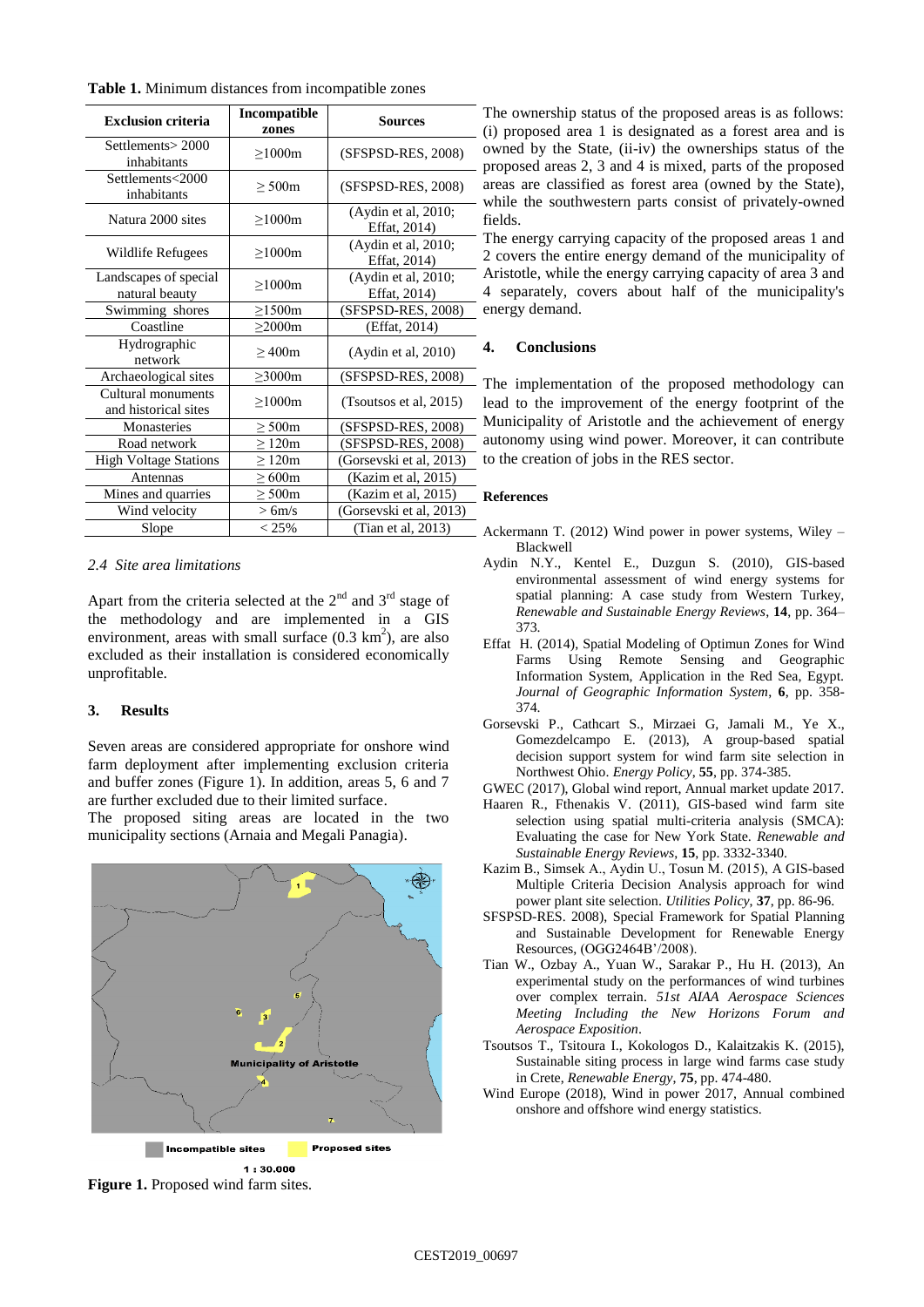**Table 1.** Minimum distances from incompatible zones

| Exclusion criteria | Incompatible zones | Sources |
|---|---|---|
| Settlements> 2000 inhabitants | ≥1000m | (SFSPSD-RES, 2008) |
| Settlements<2000 inhabitants | ≥ 500m | (SFSPSD-RES, 2008) |
| Natura 2000 sites | ≥1000m | (Aydin et al, 2010; Effat, 2014) |
| Wildlife Refugees | ≥1000m | (Aydin et al, 2010; Effat, 2014) |
| Landscapes of special natural beauty | ≥1000m | (Aydin et al, 2010; Effat, 2014) |
| Swimming shores | ≥1500m | (SFSPSD-RES, 2008) |
| Coastline | ≥2000m | (Effat, 2014) |
| Hydrographic network | ≥ 400m | (Aydin et al, 2010) |
| Archaeological sites | ≥3000m | (SFSPSD-RES, 2008) |
| Cultural monuments and historical sites | ≥1000m | (Tsoutsos et al, 2015) |
| Monasteries | ≥ 500m | (SFSPSD-RES, 2008) |
| Road network | ≥ 120m | (SFSPSD-RES, 2008) |
| High Voltage Stations | ≥ 120m | (Gorsevski et al, 2013) |
| Antennas | ≥ 600m | (Kazim et al, 2015) |
| Mines and quarries | ≥ 500m | (Kazim et al, 2015) |
| Wind velocity | > 6m/s | (Gorsevski et al, 2013) |
| Slope | < 25% | (Tian et al, 2013) |

*2.4 Site area limitations*

Apart from the criteria selected at the 2nd and 3rd stage of the methodology and are implemented in a GIS environment, areas with small surface (0.3 km$^2$), are also excluded as their installation is considered economically unprofitable.

### 3. Results

Seven areas are considered appropriate for onshore wind farm deployment after implementing exclusion criteria and buffer zones (Figure 1). In addition, areas 5, 6 and 7 are further excluded due to their limited surface.

The proposed siting areas are located in the two municipality sections (Arnaia and Megali Panagia).

Municipality of Aristotle

Incompatible sites

Proposed sites

1 : 30.000

**Figure 1.** Proposed wind farm sites.

The ownership status of the proposed areas is as follows: (i) proposed area 1 is designated as a forest area and is owned by the State, (ii-iv) the ownerships status of the proposed areas 2, 3 and 4 is mixed, parts of the proposed areas are classified as forest area (owned by the State), while the southwestern parts consist of privately-owned fields.

The energy carrying capacity of the proposed areas 1 and 2 covers the entire energy demand of the municipality of Aristotle, while the energy carrying capacity of area 3 and 4 separately, covers about half of the municipality's energy demand.

### 4. Conclusions

The implementation of the proposed methodology can lead to the improvement of the energy footprint of the Municipality of Aristotle and the achievement of energy autonomy using wind power. Moreover, it can contribute to the creation of jobs in the RES sector.

### References

Ackermann T. (2012) Wind power in power systems, Wiley – Blackwell

Aydin N.Y., Kentel E., Duzgun S. (2010), GIS-based environmental assessment of wind energy systems for spatial planning: A case study from Western Turkey, *Renewable and Sustainable Energy Reviews*, **14**, pp. 364–373.

Effat H. (2014), Spatial Modeling of Optimum Zones for Wind Farms Using Remote Sensing and Geographic Information System, Application in the Red Sea, Egypt. *Journal of Geographic Information System*, **6**, pp. 358-374.

Gorsevski P., Cathcart S., Mirzaei G, Jamali M., Ye X., Gomezdelcampo E. (2013), A group-based spatial decision support system for wind farm site selection in Northwest Ohio. *Energy Policy*, **55**, pp. 374-385.

GWEC (2017), Global wind report, Annual market update 2017.

Haaren R., Fthenakis V. (2011), GIS-based wind farm site selection using spatial multi-criteria analysis (SMCA): Evaluating the case for New York State. *Renewable and Sustainable Energy Reviews*, **15**, pp. 3332-3340.

Kazim B., Simsek A., Aydin U., Tosun M. (2015), A GIS-based Multiple Criteria Decision Analysis approach for wind power plant site selection. *Utilities Policy*, **37**, pp. 86-96.

SFSPSD-RES. 2008), Special Framework for Spatial Planning and Sustainable Development for Renewable Energy Resources, (OGG2464B'/2008).

Tian W., Ozbay A., Yuan W., Sarakar P., Hu H. (2013), An experimental study on the performances of wind turbines over complex terrain. *51st AIAA Aerospace Sciences Meeting Including the New Horizons Forum and Aerospace Exposition*.

Tsoutsos T., Tsitoura I., Kokologos D., Kalaitzakis K. (2015), Sustainable siting process in large wind farms case study in Crete, *Renewable Energy*, **75**, pp. 474-480.

Wind Europe (2018), Wind in power 2017, Annual combined onshore and offshore wind energy statistics.